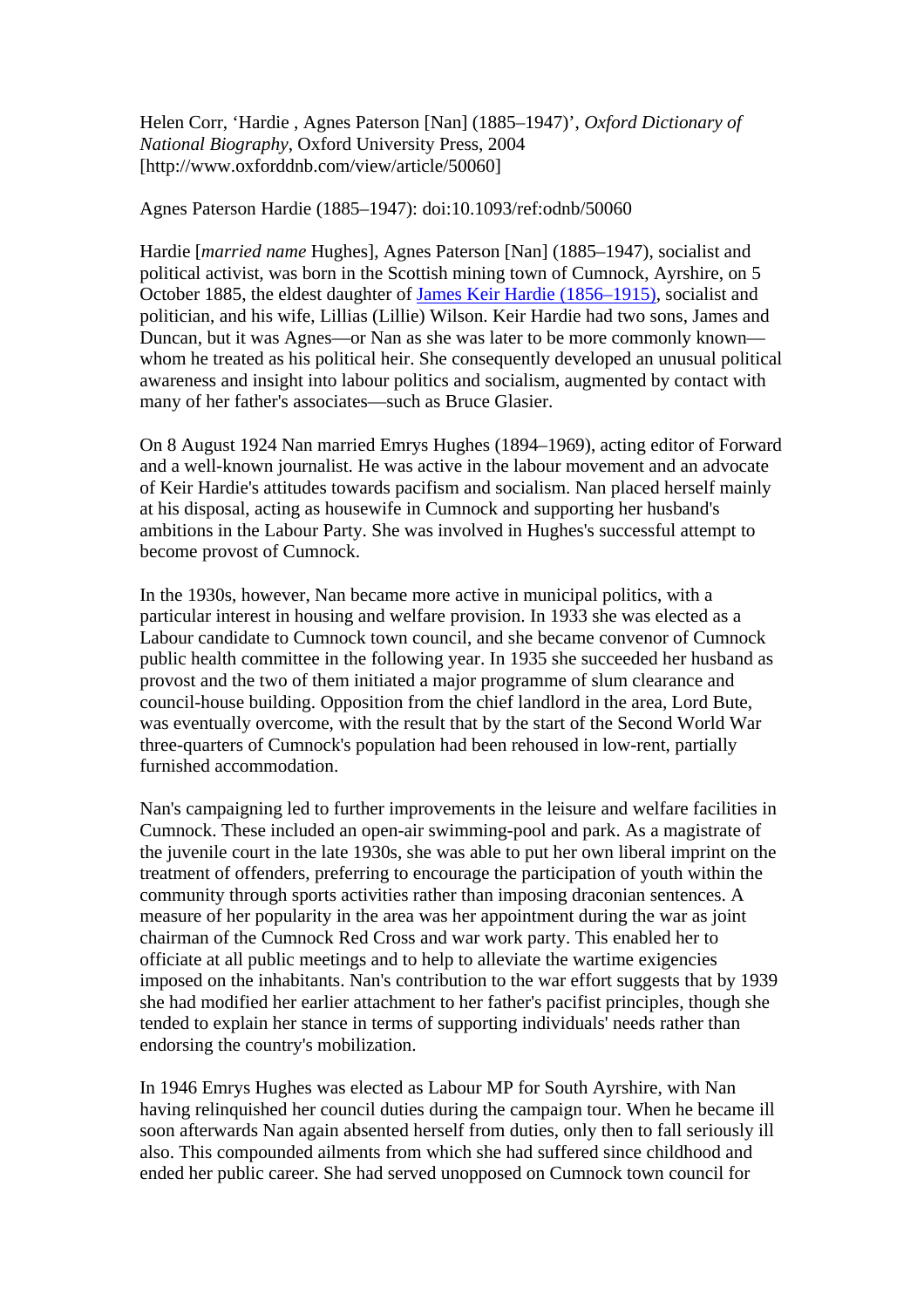Helen Corr, 'Hardie , Agnes Paterson [Nan] (1885–1947)', *Oxford Dictionary of National Biography*, Oxford University Press, 2004 [http://www.oxforddnb.com/view/article/50060]

Agnes Paterson Hardie (1885–1947): doi:10.1093/ref:odnb/50060

Hardie [*married name* Hughes], Agnes Paterson [Nan] (1885–1947), socialist and political activist, was born in the Scottish mining town of Cumnock, Ayrshire, on 5 October 1885, the eldest daughter of [James Keir Hardie (1856–1915)](), socialist and politician, and his wife, Lillias (Lillie) Wilson. Keir Hardie had two sons, James and Duncan, but it was Agnes—or Nan as she was later to be more commonly known—whom he treated as his political heir. She consequently developed an unusual political awareness and insight into labour politics and socialism, augmented by contact with many of her father's associates—such as Bruce Glasier.

On 8 August 1924 Nan married Emrys Hughes (1894–1969), acting editor of Forward and a well-known journalist. He was active in the labour movement and an advocate of Keir Hardie's attitudes towards pacifism and socialism. Nan placed herself mainly at his disposal, acting as housewife in Cumnock and supporting her husband's ambitions in the Labour Party. She was involved in Hughes's successful attempt to become provost of Cumnock.

In the 1930s, however, Nan became more active in municipal politics, with a particular interest in housing and welfare provision. In 1933 she was elected as a Labour candidate to Cumnock town council, and she became convenor of Cumnock public health committee in the following year. In 1935 she succeeded her husband as provost and the two of them initiated a major programme of slum clearance and council-house building. Opposition from the chief landlord in the area, Lord Bute, was eventually overcome, with the result that by the start of the Second World War three-quarters of Cumnock's population had been rehoused in low-rent, partially furnished accommodation.

Nan's campaigning led to further improvements in the leisure and welfare facilities in Cumnock. These included an open-air swimming-pool and park. As a magistrate of the juvenile court in the late 1930s, she was able to put her own liberal imprint on the treatment of offenders, preferring to encourage the participation of youth within the community through sports activities rather than imposing draconian sentences. A measure of her popularity in the area was her appointment during the war as joint chairman of the Cumnock Red Cross and war work party. This enabled her to officiate at all public meetings and to help to alleviate the wartime exigencies imposed on the inhabitants. Nan's contribution to the war effort suggests that by 1939 she had modified her earlier attachment to her father's pacifist principles, though she tended to explain her stance in terms of supporting individuals' needs rather than endorsing the country's mobilization.

In 1946 Emrys Hughes was elected as Labour MP for South Ayrshire, with Nan having relinquished her council duties during the campaign tour. When he became ill soon afterwards Nan again absented herself from duties, only then to fall seriously ill also. This compounded ailments from which she had suffered since childhood and ended her public career. She had served unopposed on Cumnock town council for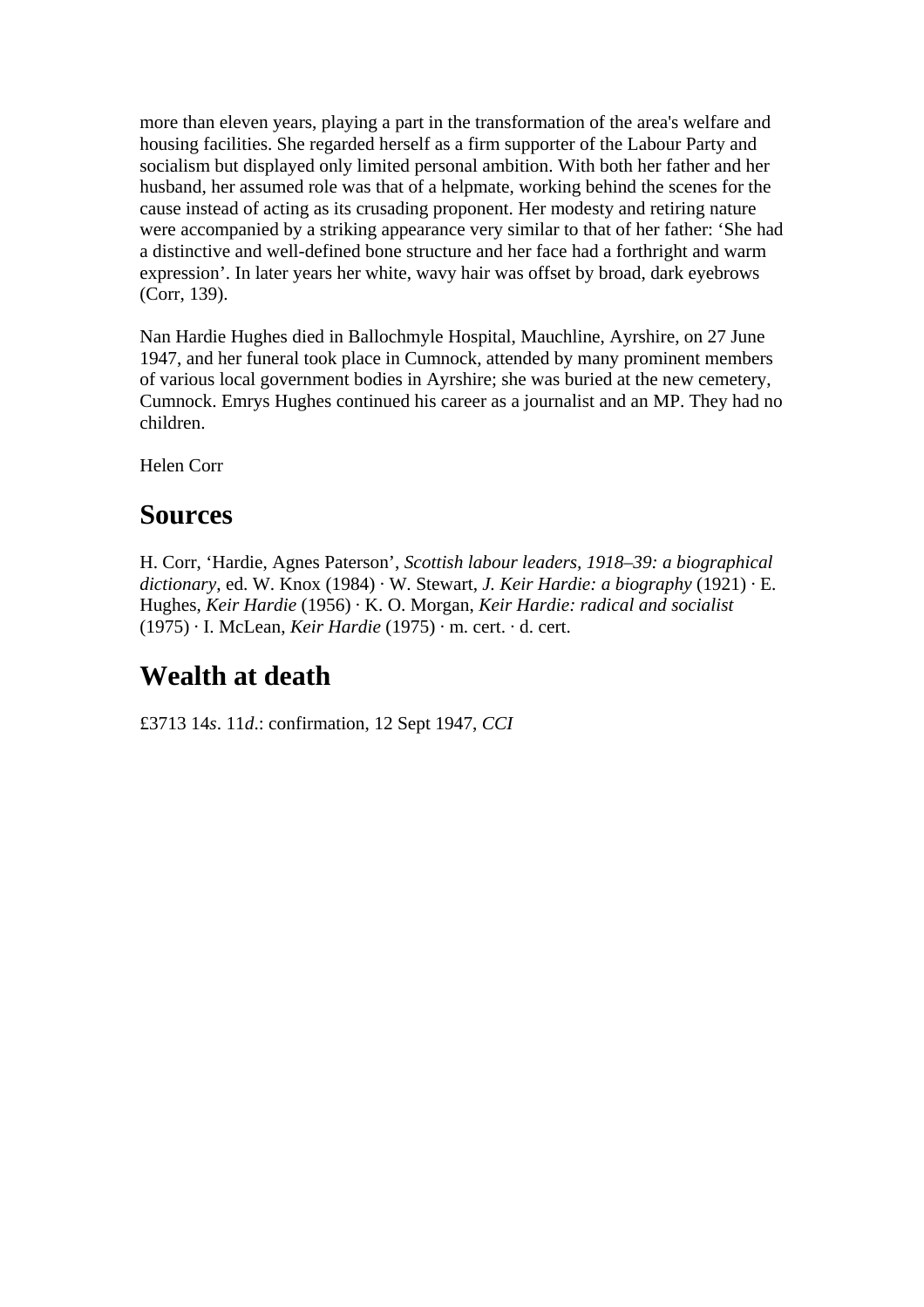more than eleven years, playing a part in the transformation of the area's welfare and housing facilities. She regarded herself as a firm supporter of the Labour Party and socialism but displayed only limited personal ambition. With both her father and her husband, her assumed role was that of a helpmate, working behind the scenes for the cause instead of acting as its crusading proponent. Her modesty and retiring nature were accompanied by a striking appearance very similar to that of her father: 'She had a distinctive and well-defined bone structure and her face had a forthright and warm expression'. In later years her white, wavy hair was offset by broad, dark eyebrows (Corr, 139).

Nan Hardie Hughes died in Ballochmyle Hospital, Mauchline, Ayrshire, on 27 June 1947, and her funeral took place in Cumnock, attended by many prominent members of various local government bodies in Ayrshire; she was buried at the new cemetery, Cumnock. Emrys Hughes continued his career as a journalist and an MP. They had no children.

Helen Corr

## Sources

H. Corr, 'Hardie, Agnes Paterson', *Scottish labour leaders, 1918–39: a biographical dictionary*, ed. W. Knox (1984) · W. Stewart, *J. Keir Hardie: a biography* (1921) · E. Hughes, *Keir Hardie* (1956) · K. O. Morgan, *Keir Hardie: radical and socialist* (1975) · I. McLean, *Keir Hardie* (1975) · m. cert. · d. cert.

## Wealth at death

£3713 14*s*. 11*d*.: confirmation, 12 Sept 1947, *CCI*